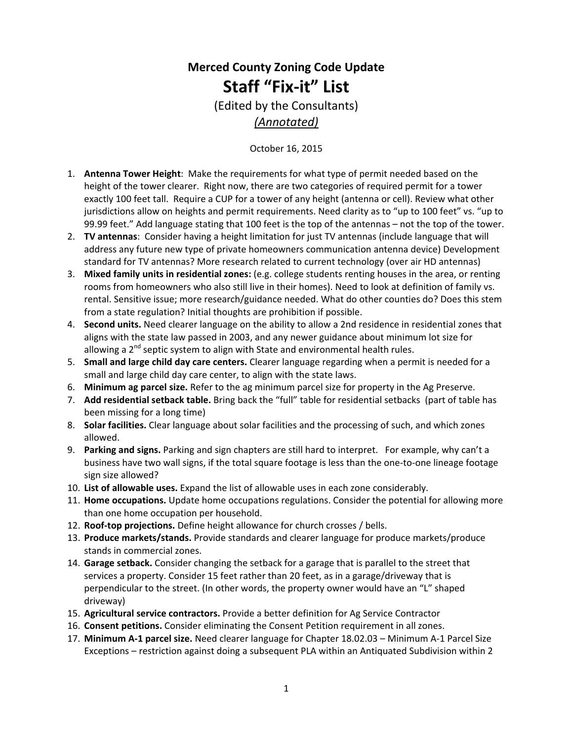# Merced County Zoning Code Update

## Staff "Fix-it" List

(Edited by the Consultants)

*(Annotated)*

October 16, 2015

1. **Antenna Tower Height**: Make the requirements for what type of permit needed based on the height of the tower clearer. Right now, there are two categories of required permit for a tower exactly 100 feet tall. Require a CUP for a tower of any height (antenna or cell). Review what other jurisdictions allow on heights and permit requirements. Need clarity as to "up to 100 feet" vs. "up to 99.99 feet." Add language stating that 100 feet is the top of the antennas – not the top of the tower.
2. **TV antennas**: Consider having a height limitation for just TV antennas (include language that will address any future new type of private homeowners communication antenna device) Development standard for TV antennas? More research related to current technology (over air HD antennas)
3. **Mixed family units in residential zones:** (e.g. college students renting houses in the area, or renting rooms from homeowners who also still live in their homes). Need to look at definition of family vs. rental. Sensitive issue; more research/guidance needed. What do other counties do? Does this stem from a state regulation? Initial thoughts are prohibition if possible.
4. **Second units.** Need clearer language on the ability to allow a 2nd residence in residential zones that aligns with the state law passed in 2003, and any newer guidance about minimum lot size for allowing a 2nd septic system to align with State and environmental health rules.
5. **Small and large child day care centers.** Clearer language regarding when a permit is needed for a small and large child day care center, to align with the state laws.
6. **Minimum ag parcel size.** Refer to the ag minimum parcel size for property in the Ag Preserve.
7. **Add residential setback table.** Bring back the "full" table for residential setbacks (part of table has been missing for a long time)
8. **Solar facilities.** Clear language about solar facilities and the processing of such, and which zones allowed.
9. **Parking and signs.** Parking and sign chapters are still hard to interpret. For example, why can't a business have two wall signs, if the total square footage is less than the one-to-one lineage footage sign size allowed?
10. **List of allowable uses.** Expand the list of allowable uses in each zone considerably.
11. **Home occupations.** Update home occupations regulations. Consider the potential for allowing more than one home occupation per household.
12. **Roof-top projections.** Define height allowance for church crosses / bells.
13. **Produce markets/stands.** Provide standards and clearer language for produce markets/produce stands in commercial zones.
14. **Garage setback.** Consider changing the setback for a garage that is parallel to the street that services a property. Consider 15 feet rather than 20 feet, as in a garage/driveway that is perpendicular to the street. (In other words, the property owner would have an "L" shaped driveway)
15. **Agricultural service contractors.** Provide a better definition for Ag Service Contractor
16. **Consent petitions.** Consider eliminating the Consent Petition requirement in all zones.
17. **Minimum A-1 parcel size.** Need clearer language for Chapter 18.02.03 – Minimum A-1 Parcel Size Exceptions – restriction against doing a subsequent PLA within an Antiquated Subdivision within 2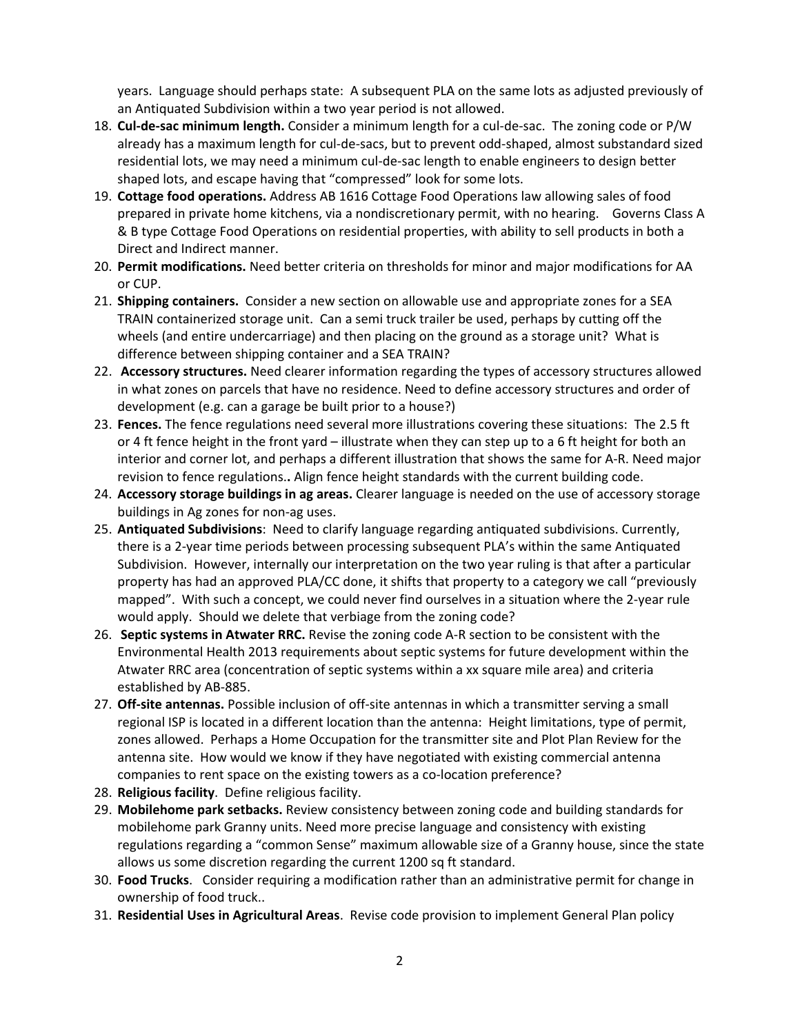years. Language should perhaps state: A subsequent PLA on the same lots as adjusted previously of an Antiquated Subdivision within a two year period is not allowed.

18. **Cul-de-sac minimum length.** Consider a minimum length for a cul-de-sac. The zoning code or P/W already has a maximum length for cul-de-sacs, but to prevent odd-shaped, almost substandard sized residential lots, we may need a minimum cul-de-sac length to enable engineers to design better shaped lots, and escape having that "compressed" look for some lots.
19. **Cottage food operations.** Address AB 1616 Cottage Food Operations law allowing sales of food prepared in private home kitchens, via a nondiscretionary permit, with no hearing. Governs Class A & B type Cottage Food Operations on residential properties, with ability to sell products in both a Direct and Indirect manner.
20. **Permit modifications.** Need better criteria on thresholds for minor and major modifications for AA or CUP.
21. **Shipping containers.** Consider a new section on allowable use and appropriate zones for a SEA TRAIN containerized storage unit. Can a semi truck trailer be used, perhaps by cutting off the wheels (and entire undercarriage) and then placing on the ground as a storage unit? What is difference between shipping container and a SEA TRAIN?
22. **Accessory structures.** Need clearer information regarding the types of accessory structures allowed in what zones on parcels that have no residence. Need to define accessory structures and order of development (e.g. can a garage be built prior to a house?)
23. **Fences.** The fence regulations need several more illustrations covering these situations: The 2.5 ft or 4 ft fence height in the front yard – illustrate when they can step up to a 6 ft height for both an interior and corner lot, and perhaps a different illustration that shows the same for A-R. Need major revision to fence regulations**.** Align fence height standards with the current building code.
24. **Accessory storage buildings in ag areas.** Clearer language is needed on the use of accessory storage buildings in Ag zones for non-ag uses.
25. **Antiquated Subdivisions**: Need to clarify language regarding antiquated subdivisions. Currently, there is a 2-year time periods between processing subsequent PLA's within the same Antiquated Subdivision. However, internally our interpretation on the two year ruling is that after a particular property has had an approved PLA/CC done, it shifts that property to a category we call "previously mapped". With such a concept, we could never find ourselves in a situation where the 2-year rule would apply. Should we delete that verbiage from the zoning code?
26. **Septic systems in Atwater RRC.** Revise the zoning code A-R section to be consistent with the Environmental Health 2013 requirements about septic systems for future development within the Atwater RRC area (concentration of septic systems within a xx square mile area) and criteria established by AB-885.
27. **Off-site antennas.** Possible inclusion of off-site antennas in which a transmitter serving a small regional ISP is located in a different location than the antenna: Height limitations, type of permit, zones allowed. Perhaps a Home Occupation for the transmitter site and Plot Plan Review for the antenna site. How would we know if they have negotiated with existing commercial antenna companies to rent space on the existing towers as a co-location preference?
28. **Religious facility**. Define religious facility.
29. **Mobilehome park setbacks.** Review consistency between zoning code and building standards for mobilehome park Granny units. Need more precise language and consistency with existing regulations regarding a "common Sense" maximum allowable size of a Granny house, since the state allows us some discretion regarding the current 1200 sq ft standard.
30. **Food Trucks**. Consider requiring a modification rather than an administrative permit for change in ownership of food truck..
31. **Residential Uses in Agricultural Areas**. Revise code provision to implement General Plan policy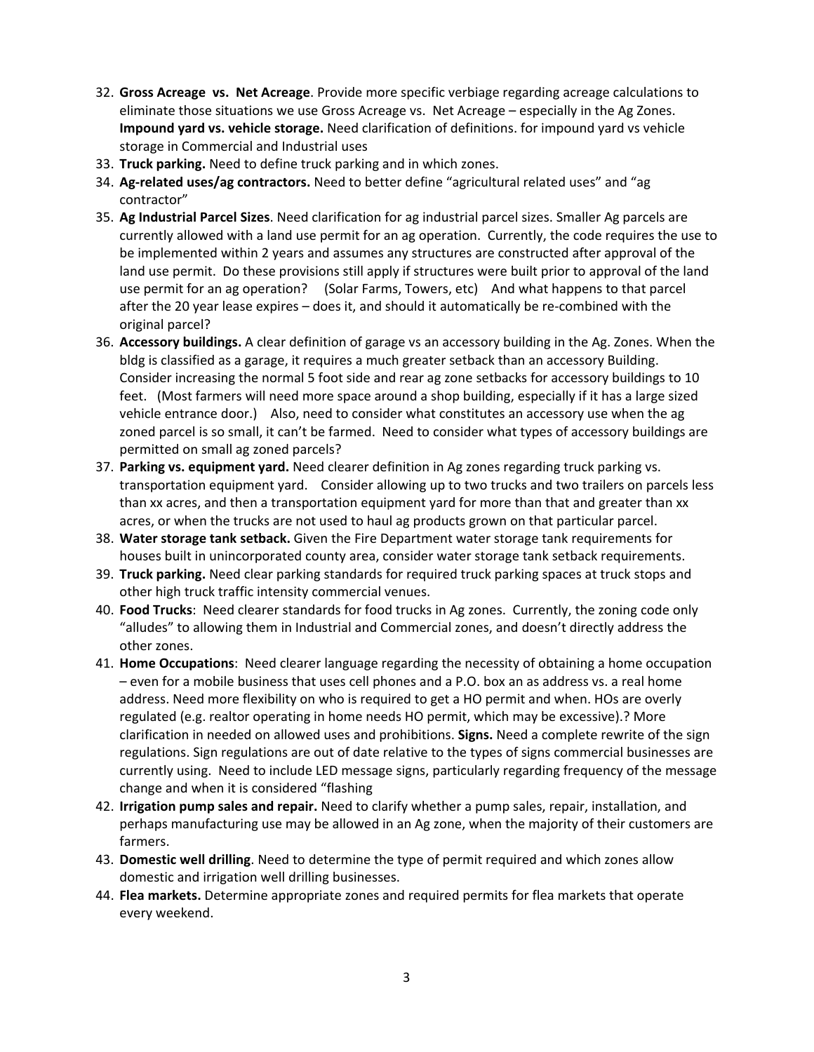32. **Gross Acreage vs. Net Acreage**. Provide more specific verbiage regarding acreage calculations to eliminate those situations we use Gross Acreage vs. Net Acreage – especially in the Ag Zones. **Impound yard vs. vehicle storage.** Need clarification of definitions. for impound yard vs vehicle storage in Commercial and Industrial uses
33. **Truck parking.** Need to define truck parking and in which zones.
34. **Ag-related uses/ag contractors.** Need to better define "agricultural related uses" and "ag contractor"
35. **Ag Industrial Parcel Sizes**. Need clarification for ag industrial parcel sizes. Smaller Ag parcels are currently allowed with a land use permit for an ag operation. Currently, the code requires the use to be implemented within 2 years and assumes any structures are constructed after approval of the land use permit. Do these provisions still apply if structures were built prior to approval of the land use permit for an ag operation? (Solar Farms, Towers, etc) And what happens to that parcel after the 20 year lease expires – does it, and should it automatically be re-combined with the original parcel?
36. **Accessory buildings.** A clear definition of garage vs an accessory building in the Ag. Zones. When the bldg is classified as a garage, it requires a much greater setback than an accessory Building. Consider increasing the normal 5 foot side and rear ag zone setbacks for accessory buildings to 10 feet. (Most farmers will need more space around a shop building, especially if it has a large sized vehicle entrance door.) Also, need to consider what constitutes an accessory use when the ag zoned parcel is so small, it can't be farmed. Need to consider what types of accessory buildings are permitted on small ag zoned parcels?
37. **Parking vs. equipment yard.** Need clearer definition in Ag zones regarding truck parking vs. transportation equipment yard. Consider allowing up to two trucks and two trailers on parcels less than xx acres, and then a transportation equipment yard for more than that and greater than xx acres, or when the trucks are not used to haul ag products grown on that particular parcel.
38. **Water storage tank setback.** Given the Fire Department water storage tank requirements for houses built in unincorporated county area, consider water storage tank setback requirements.
39. **Truck parking.** Need clear parking standards for required truck parking spaces at truck stops and other high truck traffic intensity commercial venues.
40. **Food Trucks**: Need clearer standards for food trucks in Ag zones. Currently, the zoning code only "alludes" to allowing them in Industrial and Commercial zones, and doesn't directly address the other zones.
41. **Home Occupations**: Need clearer language regarding the necessity of obtaining a home occupation – even for a mobile business that uses cell phones and a P.O. box an as address vs. a real home address. Need more flexibility on who is required to get a HO permit and when. HOs are overly regulated (e.g. realtor operating in home needs HO permit, which may be excessive).? More clarification in needed on allowed uses and prohibitions. **Signs.** Need a complete rewrite of the sign regulations. Sign regulations are out of date relative to the types of signs commercial businesses are currently using. Need to include LED message signs, particularly regarding frequency of the message change and when it is considered "flashing
42. **Irrigation pump sales and repair.** Need to clarify whether a pump sales, repair, installation, and perhaps manufacturing use may be allowed in an Ag zone, when the majority of their customers are farmers.
43. **Domestic well drilling**. Need to determine the type of permit required and which zones allow domestic and irrigation well drilling businesses.
44. **Flea markets.** Determine appropriate zones and required permits for flea markets that operate every weekend.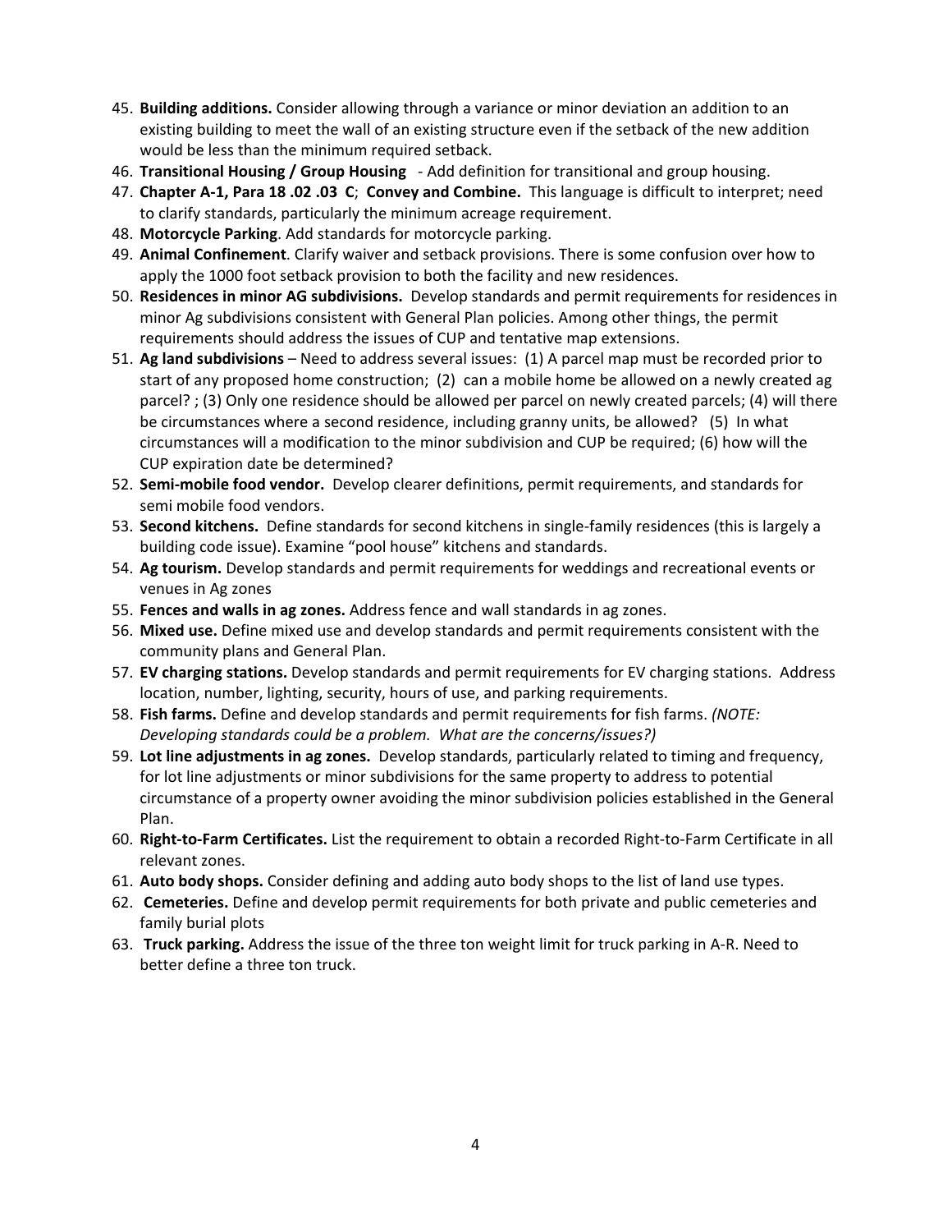45. **Building additions.** Consider allowing through a variance or minor deviation an addition to an existing building to meet the wall of an existing structure even if the setback of the new addition would be less than the minimum required setback.
46. **Transitional Housing / Group Housing** - Add definition for transitional and group housing.
47. **Chapter A-1, Para 18 .02 .03 C**; **Convey and Combine.** This language is difficult to interpret; need to clarify standards, particularly the minimum acreage requirement.
48. **Motorcycle Parking**. Add standards for motorcycle parking.
49. **Animal Confinement**. Clarify waiver and setback provisions. There is some confusion over how to apply the 1000 foot setback provision to both the facility and new residences.
50. **Residences in minor AG subdivisions.** Develop standards and permit requirements for residences in minor Ag subdivisions consistent with General Plan policies. Among other things, the permit requirements should address the issues of CUP and tentative map extensions.
51. **Ag land subdivisions** – Need to address several issues: (1) A parcel map must be recorded prior to start of any proposed home construction; (2) can a mobile home be allowed on a newly created ag parcel? ; (3) Only one residence should be allowed per parcel on newly created parcels; (4) will there be circumstances where a second residence, including granny units, be allowed? (5) In what circumstances will a modification to the minor subdivision and CUP be required; (6) how will the CUP expiration date be determined?
52. **Semi-mobile food vendor.** Develop clearer definitions, permit requirements, and standards for semi mobile food vendors.
53. **Second kitchens.** Define standards for second kitchens in single-family residences (this is largely a building code issue). Examine "pool house" kitchens and standards.
54. **Ag tourism.** Develop standards and permit requirements for weddings and recreational events or venues in Ag zones
55. **Fences and walls in ag zones.** Address fence and wall standards in ag zones.
56. **Mixed use.** Define mixed use and develop standards and permit requirements consistent with the community plans and General Plan.
57. **EV charging stations.** Develop standards and permit requirements for EV charging stations. Address location, number, lighting, security, hours of use, and parking requirements.
58. **Fish farms.** Define and develop standards and permit requirements for fish farms. *(NOTE: Developing standards could be a problem. What are the concerns/issues?)*
59. **Lot line adjustments in ag zones.** Develop standards, particularly related to timing and frequency, for lot line adjustments or minor subdivisions for the same property to address to potential circumstance of a property owner avoiding the minor subdivision policies established in the General Plan.
60. **Right-to-Farm Certificates.** List the requirement to obtain a recorded Right-to-Farm Certificate in all relevant zones.
61. **Auto body shops.** Consider defining and adding auto body shops to the list of land use types.
62. **Cemeteries.** Define and develop permit requirements for both private and public cemeteries and family burial plots
63. **Truck parking.** Address the issue of the three ton weight limit for truck parking in A-R. Need to better define a three ton truck.